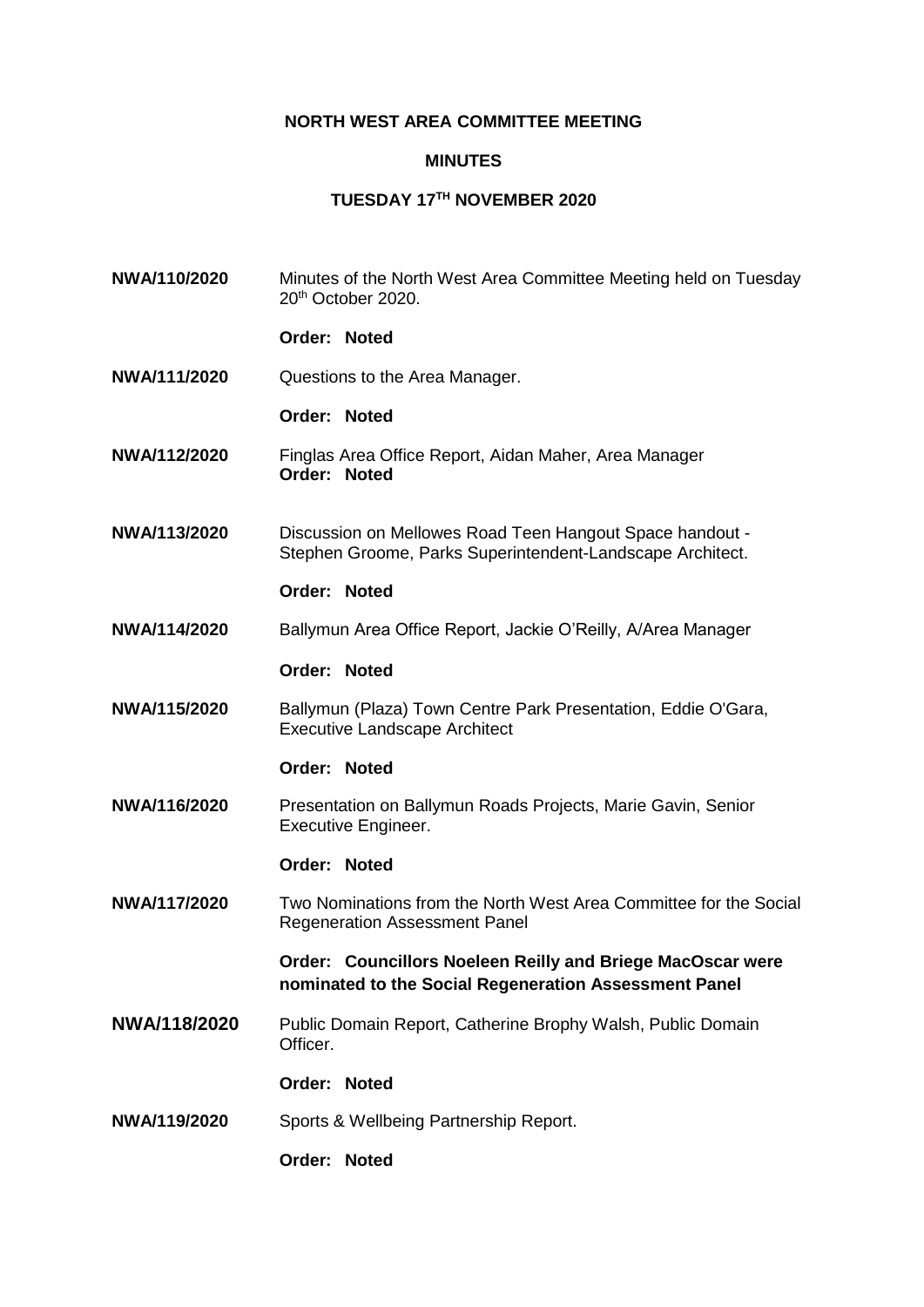# NORTH WEST AREA COMMITTEE MEETING

## MINUTES

## TUESDAY 17TH NOVEMBER 2020

**NWA/110/2020** Minutes of the North West Area Committee Meeting held on Tuesday 20th October 2020.

**Order: Noted**

**NWA/111/2020** Questions to the Area Manager.

**Order: Noted**

**NWA/112/2020** Finglas Area Office Report, Aidan Maher, Area Manager

**Order: Noted**

**NWA/113/2020** Discussion on Mellowes Road Teen Hangout Space handout - Stephen Groome, Parks Superintendent-Landscape Architect.

**Order: Noted**

**NWA/114/2020** Ballymun Area Office Report, Jackie O'Reilly, A/Area Manager

**Order: Noted**

**NWA/115/2020** Ballymun (Plaza) Town Centre Park Presentation, Eddie O'Gara, Executive Landscape Architect

**Order: Noted**

**NWA/116/2020** Presentation on Ballymun Roads Projects, Marie Gavin, Senior Executive Engineer.

**Order: Noted**

**NWA/117/2020** Two Nominations from the North West Area Committee for the Social Regeneration Assessment Panel

**Order: Councillors Noeleen Reilly and Briege MacOscar were nominated to the Social Regeneration Assessment Panel**

**NWA/118/2020** Public Domain Report, Catherine Brophy Walsh, Public Domain Officer.

**Order: Noted**

**NWA/119/2020** Sports & Wellbeing Partnership Report.

**Order: Noted**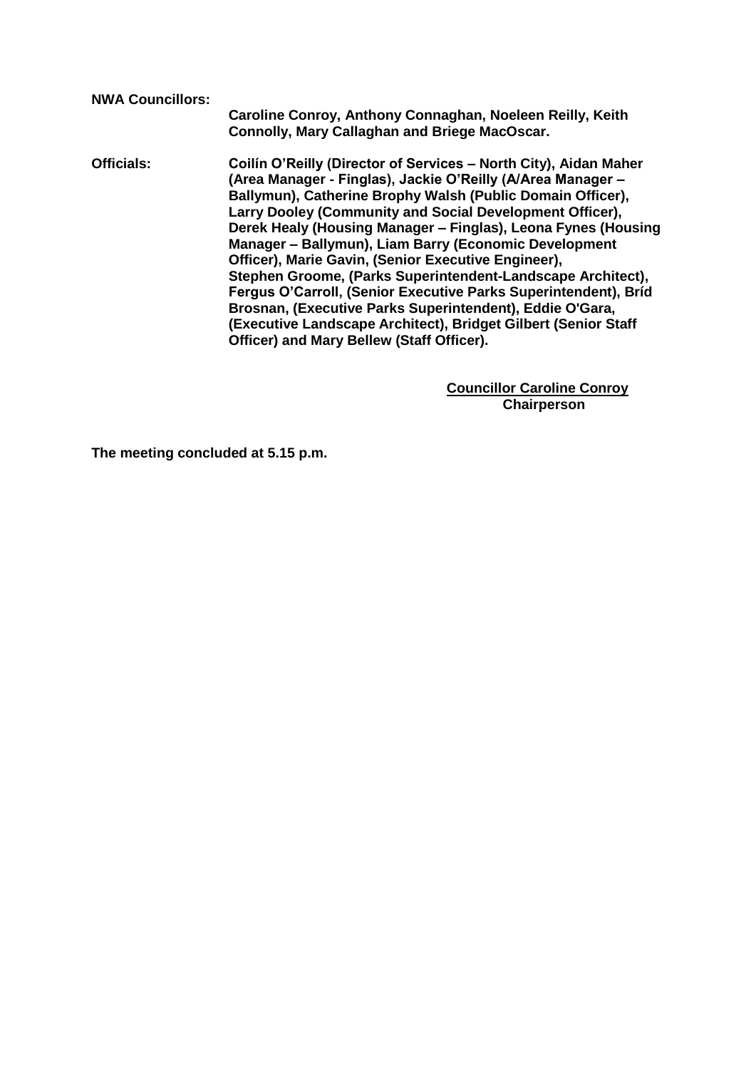**NWA Councillors:**

**Caroline Conroy, Anthony Connaghan, Noeleen Reilly, Keith Connolly, Mary Callaghan and Briege MacOscar.**

**Officials:** **Coilín O'Reilly (Director of Services – North City), Aidan Maher (Area Manager - Finglas), Jackie O'Reilly (A/Area Manager – Ballymun), Catherine Brophy Walsh (Public Domain Officer), Larry Dooley (Community and Social Development Officer), Derek Healy (Housing Manager – Finglas), Leona Fynes (Housing Manager – Ballymun), Liam Barry (Economic Development Officer), Marie Gavin, (Senior Executive Engineer), Stephen Groome, (Parks Superintendent-Landscape Architect), Fergus O'Carroll, (Senior Executive Parks Superintendent), Bríd Brosnan, (Executive Parks Superintendent), Eddie O'Gara, (Executive Landscape Architect), Bridget Gilbert (Senior Staff Officer) and Mary Bellew (Staff Officer).**

**Councillor Caroline Conroy**
**Chairperson**

**The meeting concluded at 5.15 p.m.**